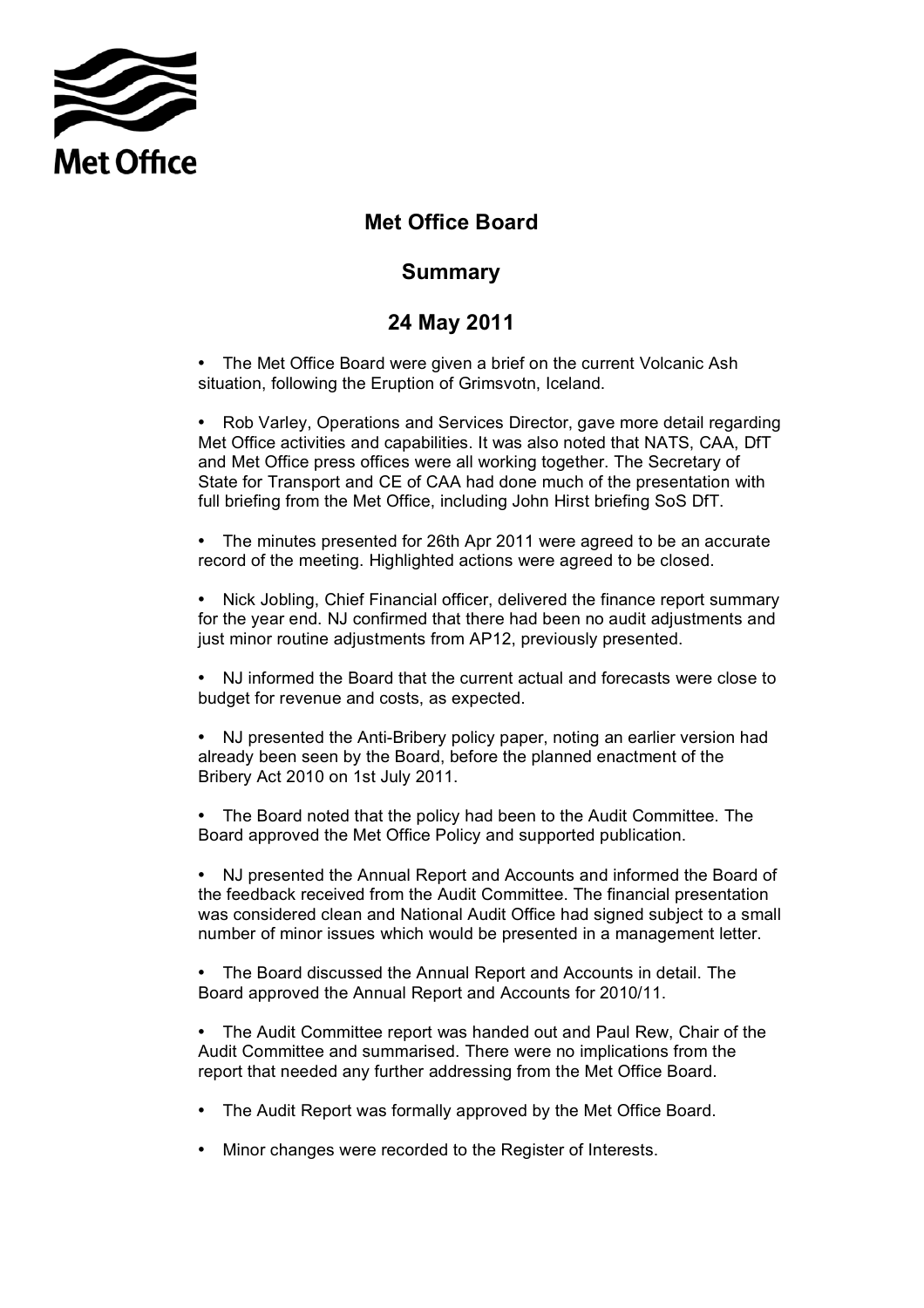Met Office

# Met Office Board

## Summary

## 24 May 2011

- The Met Office Board were given a brief on the current Volcanic Ash situation, following the Eruption of Grimsvotn, Iceland.

- Rob Varley, Operations and Services Director, gave more detail regarding Met Office activities and capabilities. It was also noted that NATS, CAA, DfT and Met Office press offices were all working together. The Secretary of State for Transport and CE of CAA had done much of the presentation with full briefing from the Met Office, including John Hirst briefing SoS DfT.

- The minutes presented for 26th Apr 2011 were agreed to be an accurate record of the meeting. Highlighted actions were agreed to be closed.

- Nick Jobling, Chief Financial officer, delivered the finance report summary for the year end. NJ confirmed that there had been no audit adjustments and just minor routine adjustments from AP12, previously presented.

- NJ informed the Board that the current actual and forecasts were close to budget for revenue and costs, as expected.

- NJ presented the Anti-Bribery policy paper, noting an earlier version had already been seen by the Board, before the planned enactment of the Bribery Act 2010 on 1st July 2011.

- The Board noted that the policy had been to the Audit Committee. The Board approved the Met Office Policy and supported publication.

- NJ presented the Annual Report and Accounts and informed the Board of the feedback received from the Audit Committee. The financial presentation was considered clean and National Audit Office had signed subject to a small number of minor issues which would be presented in a management letter.

- The Board discussed the Annual Report and Accounts in detail. The Board approved the Annual Report and Accounts for 2010/11.

- The Audit Committee report was handed out and Paul Rew, Chair of the Audit Committee and summarised. There were no implications from the report that needed any further addressing from the Met Office Board.

- The Audit Report was formally approved by the Met Office Board.

- Minor changes were recorded to the Register of Interests.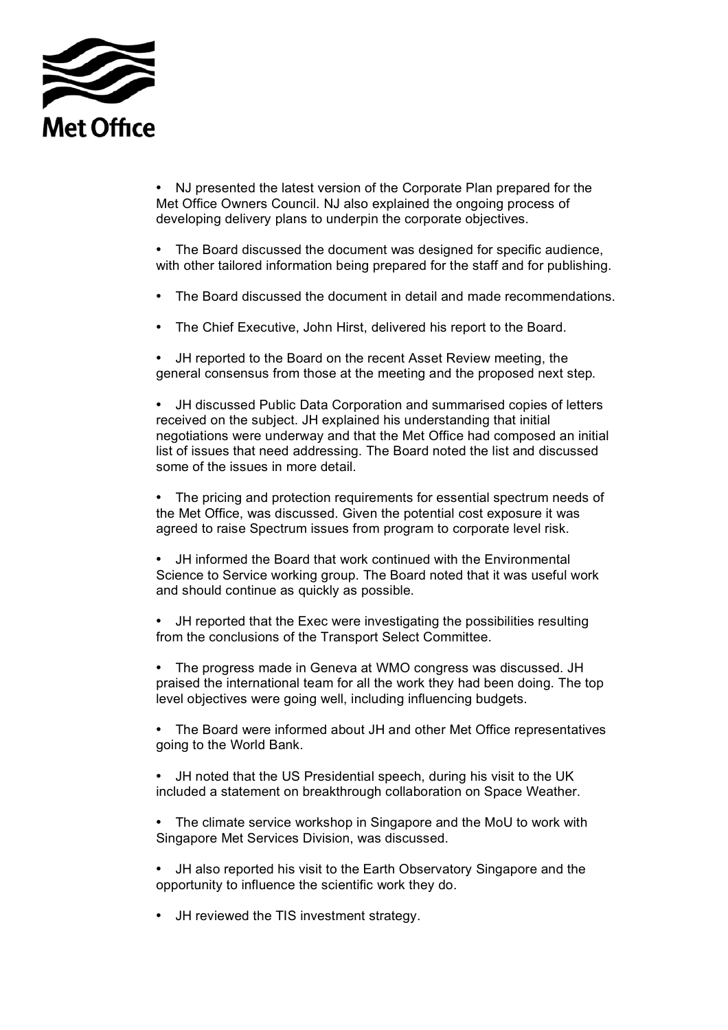- NJ presented the latest version of the Corporate Plan prepared for the Met Office Owners Council. NJ also explained the ongoing process of developing delivery plans to underpin the corporate objectives.

- The Board discussed the document was designed for specific audience, with other tailored information being prepared for the staff and for publishing.

- The Board discussed the document in detail and made recommendations.

- The Chief Executive, John Hirst, delivered his report to the Board.

- JH reported to the Board on the recent Asset Review meeting, the general consensus from those at the meeting and the proposed next step.

- JH discussed Public Data Corporation and summarised copies of letters received on the subject. JH explained his understanding that initial negotiations were underway and that the Met Office had composed an initial list of issues that need addressing. The Board noted the list and discussed some of the issues in more detail.

- The pricing and protection requirements for essential spectrum needs of the Met Office, was discussed. Given the potential cost exposure it was agreed to raise Spectrum issues from program to corporate level risk.

- JH informed the Board that work continued with the Environmental Science to Service working group. The Board noted that it was useful work and should continue as quickly as possible.

- JH reported that the Exec were investigating the possibilities resulting from the conclusions of the Transport Select Committee.

- The progress made in Geneva at WMO congress was discussed. JH praised the international team for all the work they had been doing. The top level objectives were going well, including influencing budgets.

- The Board were informed about JH and other Met Office representatives going to the World Bank.

- JH noted that the US Presidential speech, during his visit to the UK included a statement on breakthrough collaboration on Space Weather.

- The climate service workshop in Singapore and the MoU to work with Singapore Met Services Division, was discussed.

- JH also reported his visit to the Earth Observatory Singapore and the opportunity to influence the scientific work they do.

- JH reviewed the TIS investment strategy.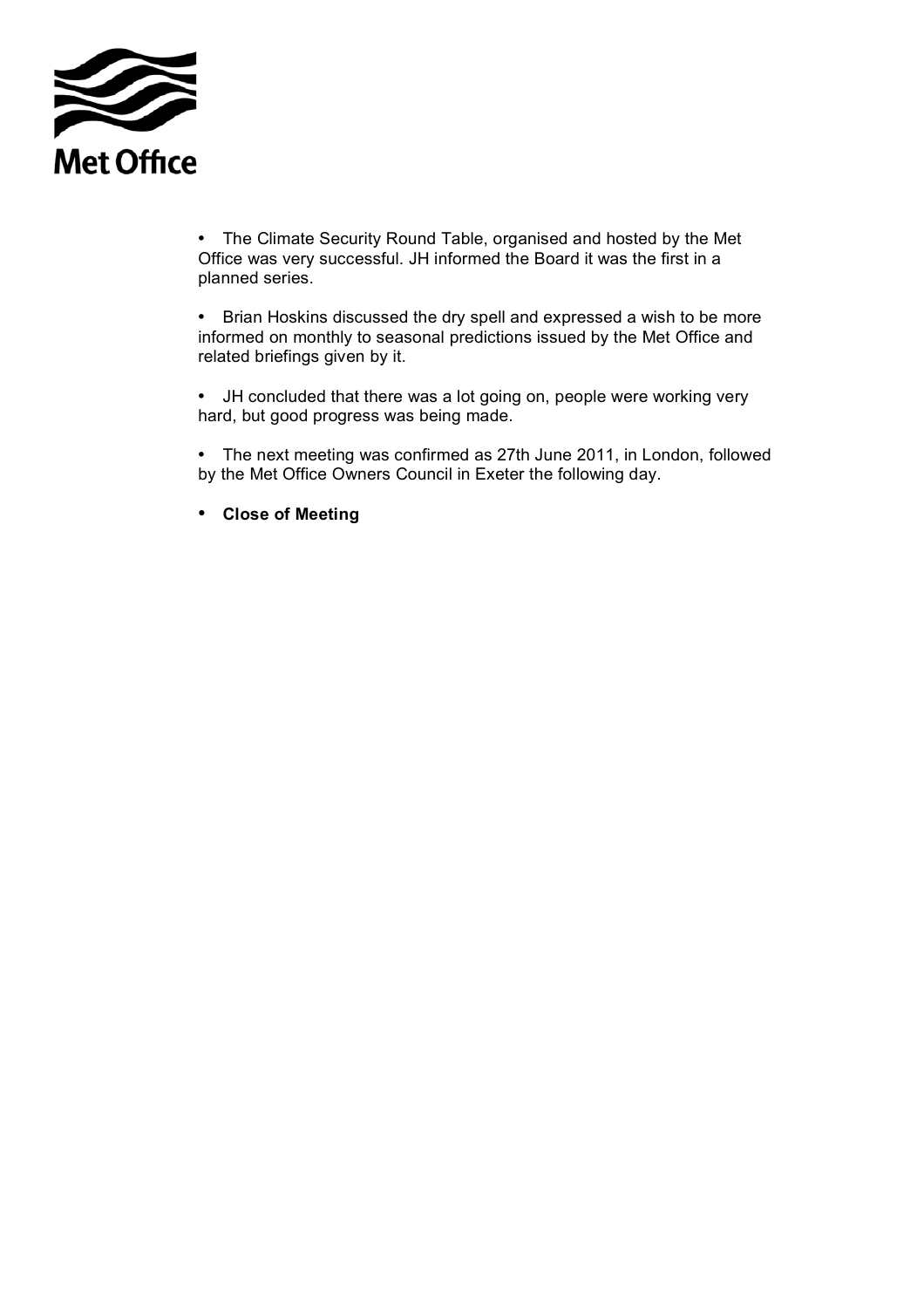- The Climate Security Round Table, organised and hosted by the Met Office was very successful. JH informed the Board it was the first in a planned series.

- Brian Hoskins discussed the dry spell and expressed a wish to be more informed on monthly to seasonal predictions issued by the Met Office and related briefings given by it.

- JH concluded that there was a lot going on, people were working very hard, but good progress was being made.

- The next meeting was confirmed as 27th June 2011, in London, followed by the Met Office Owners Council in Exeter the following day.

- **Close of Meeting**